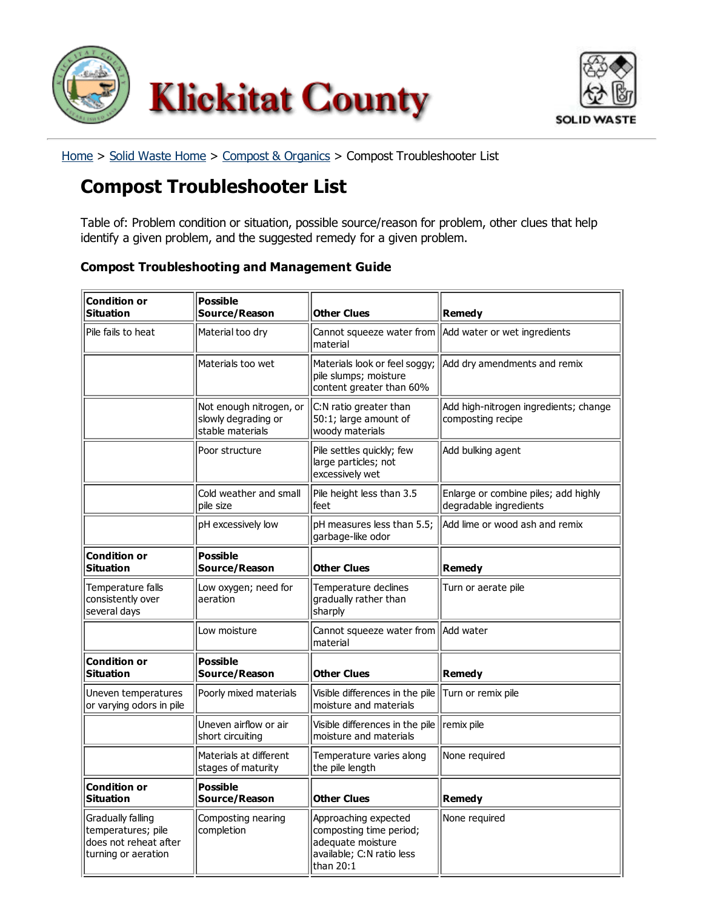Klickitat County

SOLID WASTE

Home > Solid Waste Home > Compost & Organics > Compost Troubleshooter List

# Compost Troubleshooter List

Table of: Problem condition or situation, possible source/reason for problem, other clues that help identify a given problem, and the suggested remedy for a given problem.

### Compost Troubleshooting and Management Guide

| Condition or Situation | Possible Source/Reason | Other Clues | Remedy |
|---|---|---|---|
| Pile fails to heat | Material too dry | Cannot squeeze water from material | Add water or wet ingredients |
| | Materials too wet | Materials look or feel soggy; pile slumps; moisture content greater than 60% | Add dry amendments and remix |
| | Not enough nitrogen, or slowly degrading or stable materials | C:N ratio greater than 50:1; large amount of woody materials | Add high-nitrogen ingredients; change composting recipe |
| | Poor structure | Pile settles quickly; few large particles; not excessively wet | Add bulking agent |
| | Cold weather and small pile size | Pile height less than 3.5 feet | Enlarge or combine piles; add highly degradable ingredients |
| | pH excessively low | pH measures less than 5.5; garbage-like odor | Add lime or wood ash and remix |
| **Condition or Situation** | **Possible Source/Reason** | **Other Clues** | **Remedy** |
| Temperature falls consistently over several days | Low oxygen; need for aeration | Temperature declines gradually rather than sharply | Turn or aerate pile |
| | Low moisture | Cannot squeeze water from material | Add water |
| **Condition or Situation** | **Possible Source/Reason** | **Other Clues** | **Remedy** |
| Uneven temperatures or varying odors in pile | Poorly mixed materials | Visible differences in the pile moisture and materials | Turn or remix pile |
| | Uneven airflow or air short circuiting | Visible differences in the pile moisture and materials | remix pile |
| | Materials at different stages of maturity | Temperature varies along the pile length | None required |
| **Condition or Situation** | **Possible Source/Reason** | **Other Clues** | **Remedy** |
| Gradually falling temperatures; pile does not reheat after turning or aeration | Composting nearing completion | Approaching expected composting time period; adequate moisture available; C:N ratio less than 20:1 | None required |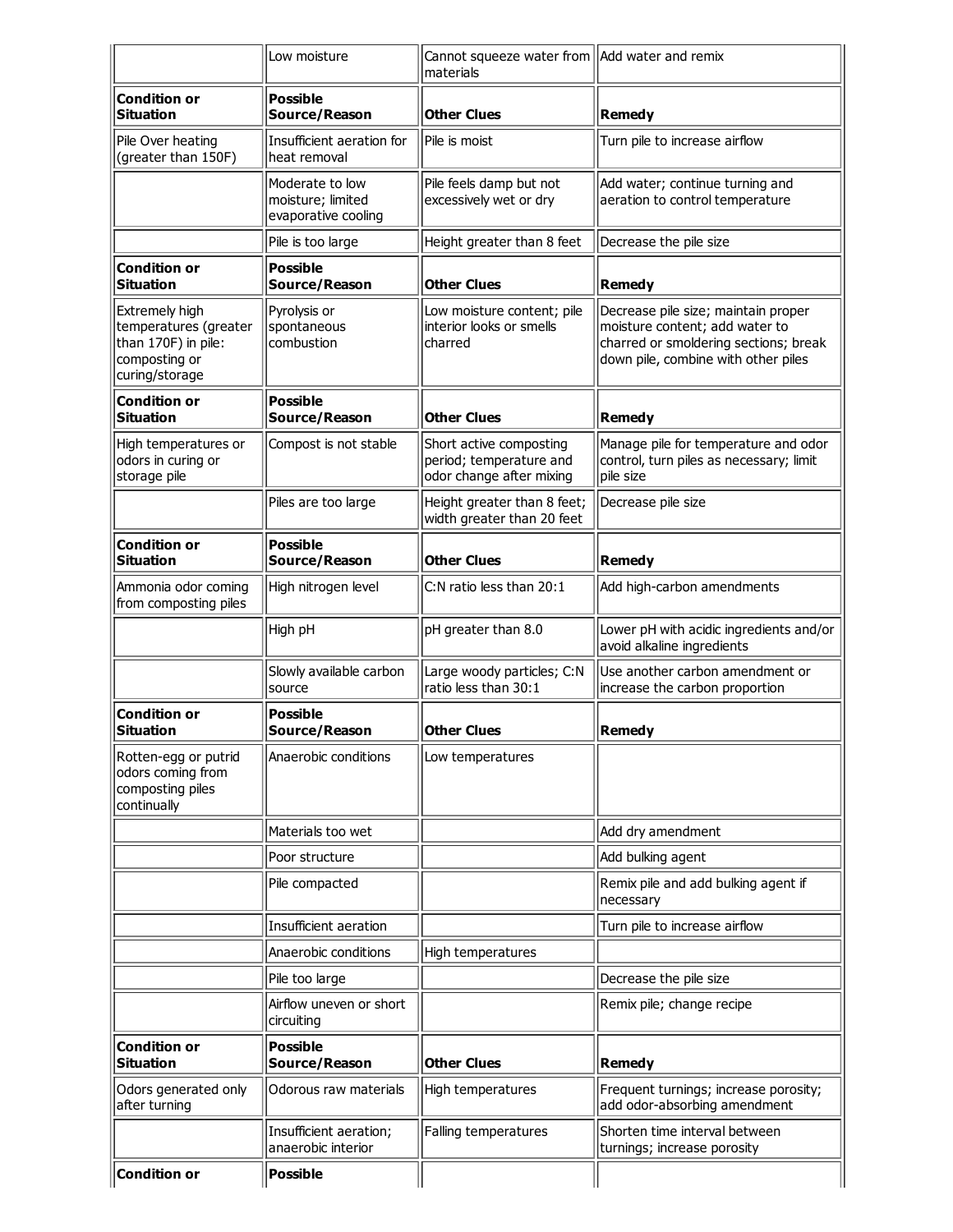| | Low moisture | Cannot squeeze water from materials | Add water and remix |
|---|---|---|---|
| **Condition or Situation** | **Possible Source/Reason** | **Other Clues** | **Remedy** |
| Pile Over heating (greater than 150F) | Insufficient aeration for heat removal | Pile is moist | Turn pile to increase airflow |
| | Moderate to low moisture; limited evaporative cooling | Pile feels damp but not excessively wet or dry | Add water; continue turning and aeration to control temperature |
| | Pile is too large | Height greater than 8 feet | Decrease the pile size |
| **Condition or Situation** | **Possible Source/Reason** | **Other Clues** | **Remedy** |
| Extremely high temperatures (greater than 170F) in pile: composting or curing/storage | Pyrolysis or spontaneous combustion | Low moisture content; pile interior looks or smells charred | Decrease pile size; maintain proper moisture content; add water to charred or smoldering sections; break down pile, combine with other piles |
| **Condition or Situation** | **Possible Source/Reason** | **Other Clues** | **Remedy** |
| High temperatures or odors in curing or storage pile | Compost is not stable | Short active composting period; temperature and odor change after mixing | Manage pile for temperature and odor control, turn piles as necessary; limit pile size |
| | Piles are too large | Height greater than 8 feet; width greater than 20 feet | Decrease pile size |
| **Condition or Situation** | **Possible Source/Reason** | **Other Clues** | **Remedy** |
| Ammonia odor coming from composting piles | High nitrogen level | C:N ratio less than 20:1 | Add high-carbon amendments |
| | High pH | pH greater than 8.0 | Lower pH with acidic ingredients and/or avoid alkaline ingredients |
| | Slowly available carbon source | Large woody particles; C:N ratio less than 30:1 | Use another carbon amendment or increase the carbon proportion |
| **Condition or Situation** | **Possible Source/Reason** | **Other Clues** | **Remedy** |
| Rotten-egg or putrid odors coming from composting piles continually | Anaerobic conditions | Low temperatures | |
| | Materials too wet | | Add dry amendment |
| | Poor structure | | Add bulking agent |
| | Pile compacted | | Remix pile and add bulking agent if necessary |
| | Insufficient aeration | | Turn pile to increase airflow |
| | Anaerobic conditions | High temperatures | |
| | Pile too large | | Decrease the pile size |
| | Airflow uneven or short circuiting | | Remix pile; change recipe |
| **Condition or Situation** | **Possible Source/Reason** | **Other Clues** | **Remedy** |
| Odors generated only after turning | Odorous raw materials | High temperatures | Frequent turnings; increase porosity; add odor-absorbing amendment |
| | Insufficient aeration; anaerobic interior | Falling temperatures | Shorten time interval between turnings; increase porosity |
| **Condition or** | **Possible** | | |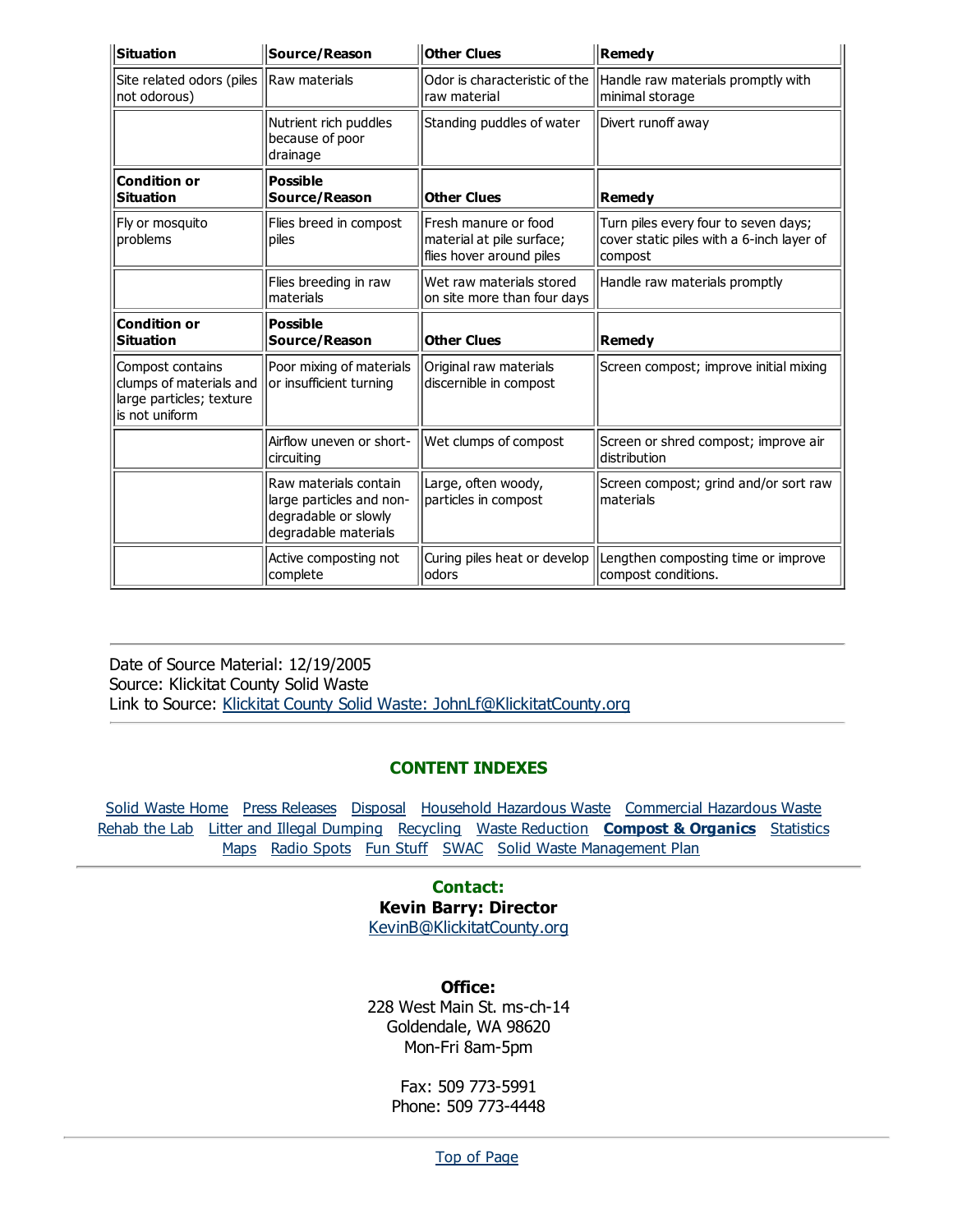| Situation | Source/Reason | Other Clues | Remedy |
|---|---|---|---|
| Site related odors (piles not odorous) | Raw materials | Odor is characteristic of the raw material | Handle raw materials promptly with minimal storage |
| | Nutrient rich puddles because of poor drainage | Standing puddles of water | Divert runoff away |
| **Condition or Situation** | **Possible Source/Reason** | **Other Clues** | **Remedy** |
| Fly or mosquito problems | Flies breed in compost piles | Fresh manure or food material at pile surface; flies hover around piles | Turn piles every four to seven days; cover static piles with a 6-inch layer of compost |
| | Flies breeding in raw materials | Wet raw materials stored on site more than four days | Handle raw materials promptly |
| **Condition or Situation** | **Possible Source/Reason** | **Other Clues** | **Remedy** |
| Compost contains clumps of materials and large particles; texture is not uniform | Poor mixing of materials or insufficient turning | Original raw materials discernible in compost | Screen compost; improve initial mixing |
| | Airflow uneven or short-circuiting | Wet clumps of compost | Screen or shred compost; improve air distribution |
| | Raw materials contain large particles and non-degradable or slowly degradable materials | Large, often woody, particles in compost | Screen compost; grind and/or sort raw materials |
| | Active composting not complete | Curing piles heat or develop odors | Lengthen composting time or improve compost conditions. |

---

Date of Source Material: 12/19/2005
Source: Klickitat County Solid Waste
Link to Source: Klickitat County Solid Waste: JohnLf@KlickitatCounty.org

---

## CONTENT INDEXES

Solid Waste Home | Press Releases | Disposal | Household Hazardous Waste | Commercial Hazardous Waste | Rehab the Lab | Litter and Illegal Dumping | Recycling | Waste Reduction | **Compost & Organics** | Statistics | Maps | Radio Spots | Fun Stuff | SWAC | Solid Waste Management Plan

---

**Contact:**
**Kevin Barry: Director**
KevinB@KlickitatCounty.org

**Office:**
228 West Main St. ms-ch-14
Goldendale, WA 98620
Mon-Fri 8am-5pm

Fax: 509 773-5991
Phone: 509 773-4448

---

Top of Page